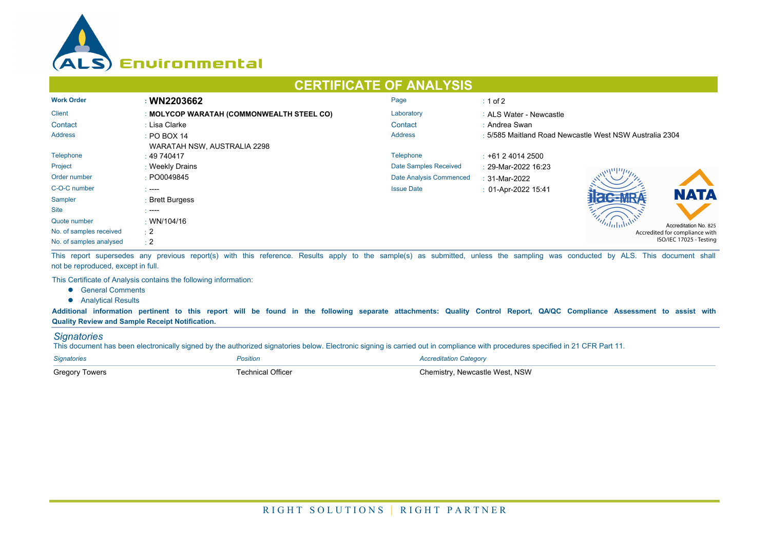# CERTIFICATE OF ANALYSIS

| | | | |
|---|---|---|---|
| **Work Order** | **: WN2203662** | Page | : 1 of 2 |
| Client | : **MOLYCOP WARATAH (COMMONWEALTH STEEL CO)** | Laboratory | : ALS Water - Newcastle |
| Contact | : Lisa Clarke | Contact | : Andrea Swan |
| Address | : PO BOX 14 WARATAH NSW, AUSTRALIA 2298 | Address | : 5/585 Maitland Road Newcastle West NSW Australia 2304 |
| Telephone | : 49 740417 | Telephone | : +61 2 4014 2500 |
| Project | : Weekly Drains | Date Samples Received | : 29-Mar-2022 16:23 |
| Order number | : PO0049845 | Date Analysis Commenced | : 31-Mar-2022 |
| C-O-C number | : ---- | Issue Date | : 01-Apr-2022 15:41 |
| Sampler | : Brett Burgess | | |
| Site | : ---- | | |
| Quote number | : WN/104/16 | | |
| No. of samples received | : 2 | | |
| No. of samples analysed | : 2 | | |

NATA Accreditation No. 825
Accredited for compliance with ISO/IEC 17025 - Testing

This report supersedes any previous report(s) with this reference. Results apply to the sample(s) as submitted, unless the sampling was conducted by ALS. This document shall not be reproduced, except in full.

This Certificate of Analysis contains the following information:

- General Comments
- Analytical Results

**Additional information pertinent to this report will be found in the following separate attachments: Quality Control Report, QA/QC Compliance Assessment to assist with Quality Review and Sample Receipt Notification.**

## *Signatories*

This document has been electronically signed by the authorized signatories below. Electronic signing is carried out in compliance with procedures specified in 21 CFR Part 11.

| *Signatories* | *Position* | *Accreditation Category* |
|---|---|---|
| Gregory Towers | Technical Officer | Chemistry, Newcastle West, NSW |

RIGHT SOLUTIONS | RIGHT PARTNER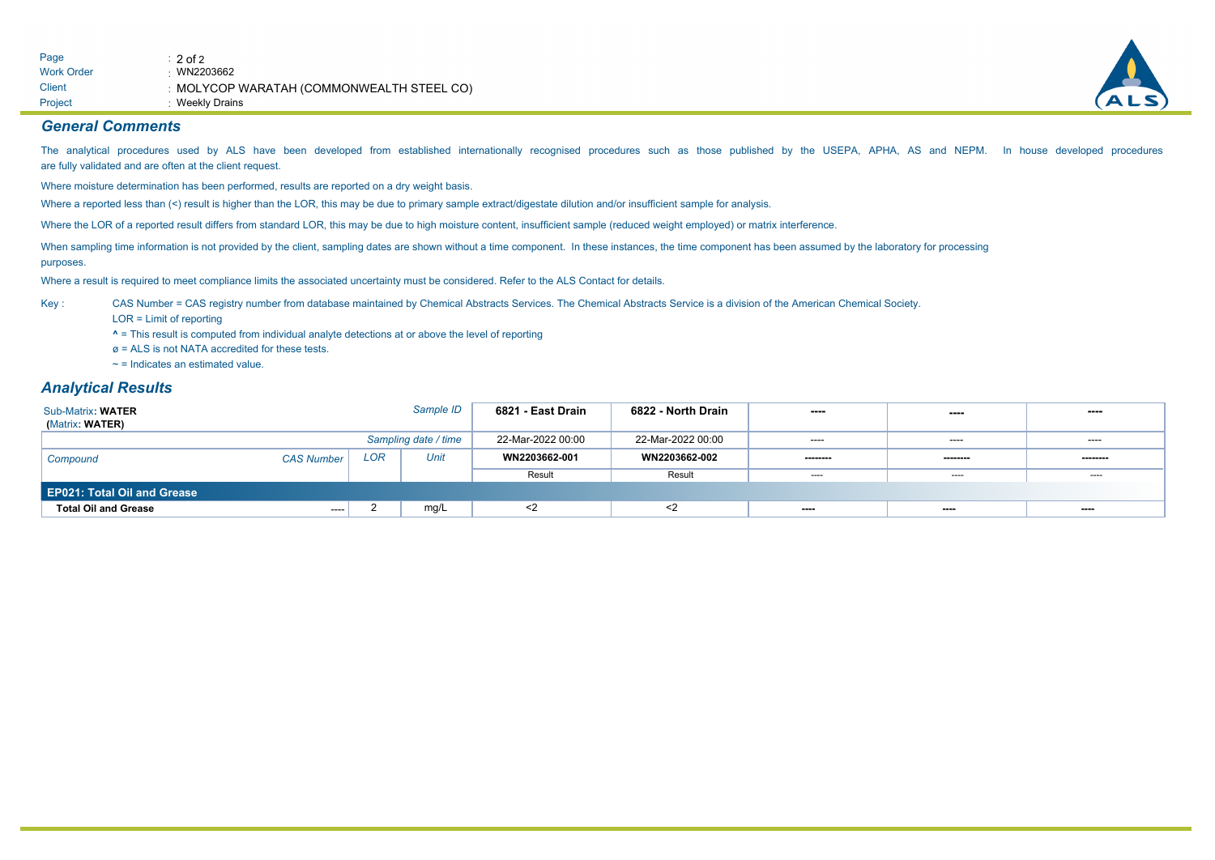Work Order : WN2203662
Client : MOLYCOP WARATAH (COMMONWEALTH STEEL CO)
Project : Weekly Drains

## General Comments

The analytical procedures used by ALS have been developed from established internationally recognised procedures such as those published by the USEPA, APHA, AS and NEPM. In house developed procedures are fully validated and are often at the client request.

Where moisture determination has been performed, results are reported on a dry weight basis.

Where a reported less than (<) result is higher than the LOR, this may be due to primary sample extract/digestate dilution and/or insufficient sample for analysis.

Where the LOR of a reported result differs from standard LOR, this may be due to high moisture content, insufficient sample (reduced weight employed) or matrix interference.

When sampling time information is not provided by the client, sampling dates are shown without a time component. In these instances, the time component has been assumed by the laboratory for processing purposes.

Where a result is required to meet compliance limits the associated uncertainty must be considered. Refer to the ALS Contact for details.

Key : CAS Number = CAS registry number from database maintained by Chemical Abstracts Services. The Chemical Abstracts Service is a division of the American Chemical Society.
LOR = Limit of reporting
^ = This result is computed from individual analyte detections at or above the level of reporting
ø = ALS is not NATA accredited for these tests.
~ = Indicates an estimated value.

## Analytical Results

| Sub-Matrix: **WATER** (Matrix: **WATER**) | | | Sample ID | 6821 - East Drain | 6822 - North Drain | ---- | ---- | ---- |
|---|---|---|---|---|---|---|---|---|
| | | | Sampling date / time | 22-Mar-2022 00:00 | 22-Mar-2022 00:00 | ---- | ---- | ---- |
| Compound | CAS Number | LOR | Unit | WN2203662-001 | WN2203662-002 | -------- | -------- | -------- |
| | | | | Result | Result | ---- | ---- | ---- |
| **EP021: Total Oil and Grease** | | | | | | | | |
| **Total Oil and Grease** | ---- | 2 | mg/L | <2 | <2 | ---- | ---- | ---- |